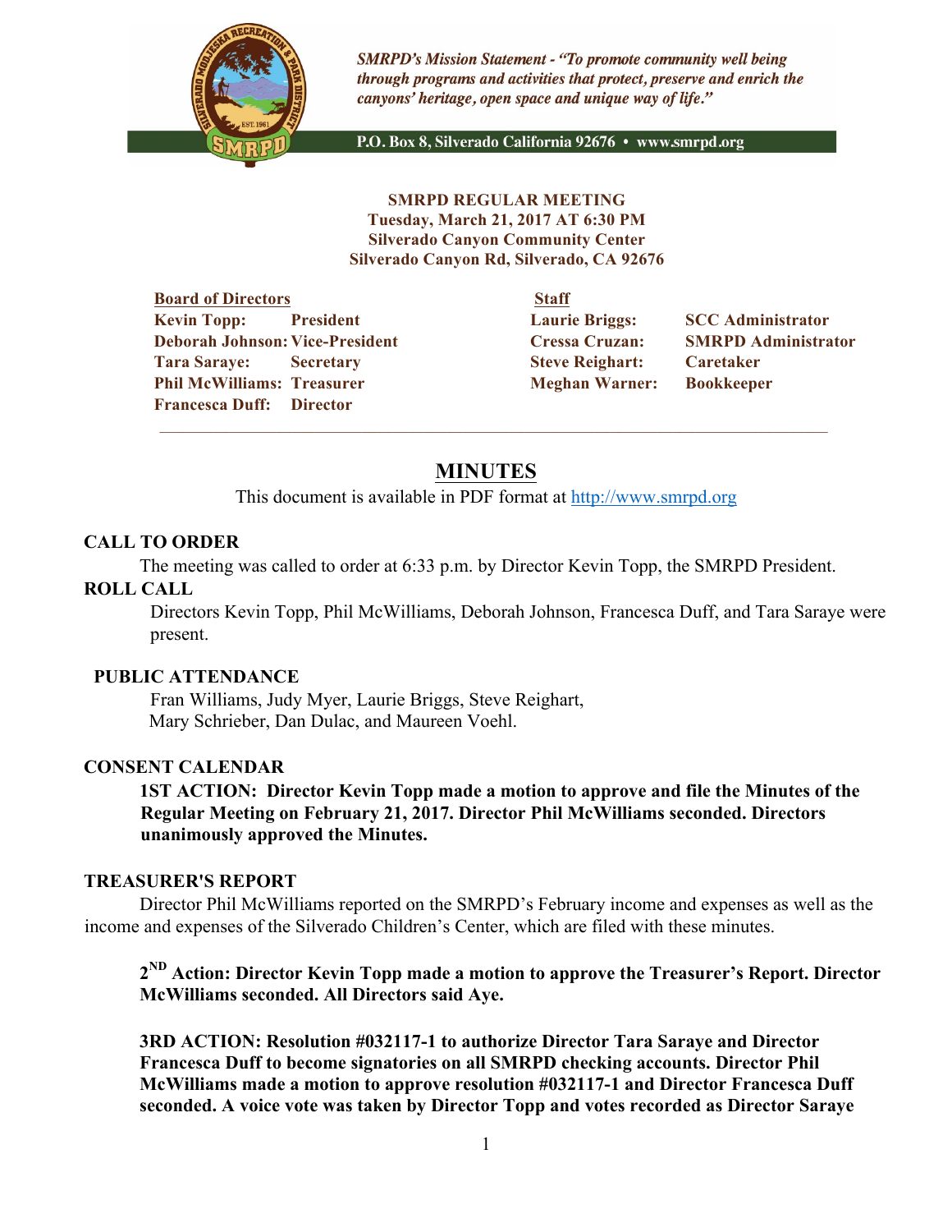*SMRPD's Mission Statement - "To promote community well being through programs and activities that protect, preserve and enrich the canyons' heritage, open space and unique way of life."*

**P.O. Box 8, Silverado California 92676 • www.smrpd.org**

**SMRPD REGULAR MEETING**
**Tuesday, March 21, 2017 AT 6:30 PM**
**Silverado Canyon Community Center**
**Silverado Canyon Rd, Silverado, CA 92676**

| Board of Directors | | Staff | |
|---|---|---|---|
| **Kevin Topp:** | **President** | **Laurie Briggs:** | **SCC Administrator** |
| **Deborah Johnson:** | **Vice-President** | **Cressa Cruzan:** | **SMRPD Administrator** |
| **Tara Saraye:** | **Secretary** | **Steve Reighart:** | **Caretaker** |
| **Phil McWilliams:** | **Treasurer** | **Meghan Warner:** | **Bookkeeper** |
| **Francesca Duff:** | **Director** | | |

# MINUTES

This document is available in PDF format at http://www.smrpd.org

## CALL TO ORDER

The meeting was called to order at 6:33 p.m. by Director Kevin Topp, the SMRPD President.

## ROLL CALL

Directors Kevin Topp, Phil McWilliams, Deborah Johnson, Francesca Duff, and Tara Saraye were present.

## PUBLIC ATTENDANCE

Fran Williams, Judy Myer, Laurie Briggs, Steve Reighart, Mary Schrieber, Dan Dulac, and Maureen Voehl.

## CONSENT CALENDAR

**1ST ACTION: Director Kevin Topp made a motion to approve and file the Minutes of the Regular Meeting on February 21, 2017. Director Phil McWilliams seconded. Directors unanimously approved the Minutes.**

## TREASURER'S REPORT

Director Phil McWilliams reported on the SMRPD's February income and expenses as well as the income and expenses of the Silverado Children's Center, which are filed with these minutes.

**2ND Action: Director Kevin Topp made a motion to approve the Treasurer's Report. Director McWilliams seconded. All Directors said Aye.**

**3RD ACTION: Resolution #032117-1 to authorize Director Tara Saraye and Director Francesca Duff to become signatories on all SMRPD checking accounts. Director Phil McWilliams made a motion to approve resolution #032117-1 and Director Francesca Duff seconded. A voice vote was taken by Director Topp and votes recorded as Director Saraye**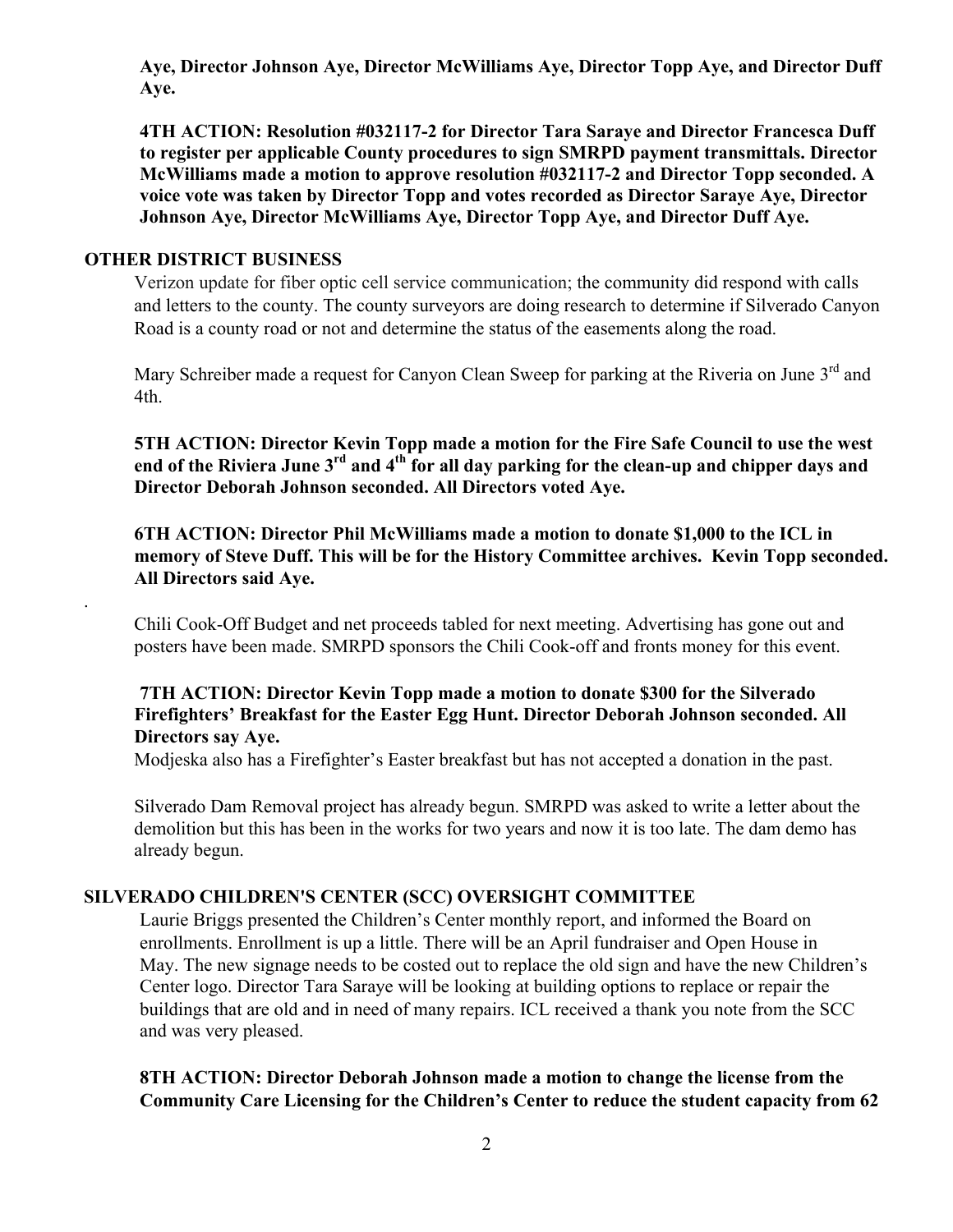**Aye, Director Johnson Aye, Director McWilliams Aye, Director Topp Aye, and Director Duff Aye.**

**4TH ACTION: Resolution #032117-2 for Director Tara Saraye and Director Francesca Duff to register per applicable County procedures to sign SMRPD payment transmittals. Director McWilliams made a motion to approve resolution #032117-2 and Director Topp seconded. A voice vote was taken by Director Topp and votes recorded as Director Saraye Aye, Director Johnson Aye, Director McWilliams Aye, Director Topp Aye, and Director Duff Aye.**

## OTHER DISTRICT BUSINESS

Verizon update for fiber optic cell service communication; the community did respond with calls and letters to the county. The county surveyors are doing research to determine if Silverado Canyon Road is a county road or not and determine the status of the easements along the road.

Mary Schreiber made a request for Canyon Clean Sweep for parking at the Riveria on June 3rd and 4th.

**5TH ACTION: Director Kevin Topp made a motion for the Fire Safe Council to use the west end of the Riviera June 3rd and 4th for all day parking for the clean-up and chipper days and Director Deborah Johnson seconded. All Directors voted Aye.**

**6TH ACTION: Director Phil McWilliams made a motion to donate $1,000 to the ICL in memory of Steve Duff. This will be for the History Committee archives. Kevin Topp seconded. All Directors said Aye.**

.

Chili Cook-Off Budget and net proceeds tabled for next meeting. Advertising has gone out and posters have been made. SMRPD sponsors the Chili Cook-off and fronts money for this event.

**7TH ACTION: Director Kevin Topp made a motion to donate $300 for the Silverado Firefighters' Breakfast for the Easter Egg Hunt. Director Deborah Johnson seconded. All Directors say Aye.**

Modjeska also has a Firefighter's Easter breakfast but has not accepted a donation in the past.

Silverado Dam Removal project has already begun. SMRPD was asked to write a letter about the demolition but this has been in the works for two years and now it is too late. The dam demo has already begun.

## SILVERADO CHILDREN'S CENTER (SCC) OVERSIGHT COMMITTEE

Laurie Briggs presented the Children's Center monthly report, and informed the Board on enrollments. Enrollment is up a little. There will be an April fundraiser and Open House in May. The new signage needs to be costed out to replace the old sign and have the new Children's Center logo. Director Tara Saraye will be looking at building options to replace or repair the buildings that are old and in need of many repairs. ICL received a thank you note from the SCC and was very pleased.

**8TH ACTION: Director Deborah Johnson made a motion to change the license from the Community Care Licensing for the Children's Center to reduce the student capacity from 62**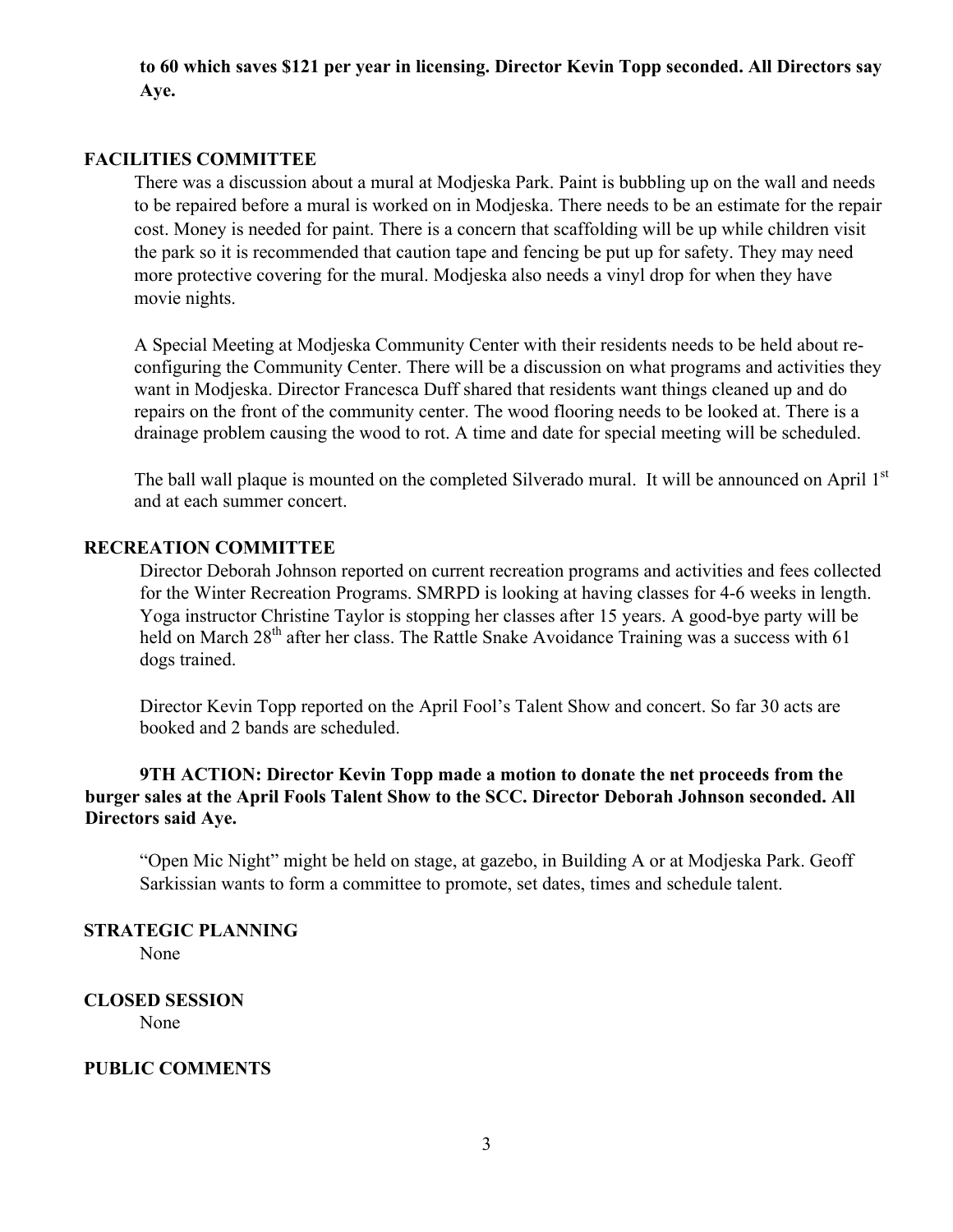**to 60 which saves $121 per year in licensing. Director Kevin Topp seconded. All Directors say Aye.**

## FACILITIES COMMITTEE

There was a discussion about a mural at Modjeska Park. Paint is bubbling up on the wall and needs to be repaired before a mural is worked on in Modjeska. There needs to be an estimate for the repair cost. Money is needed for paint. There is a concern that scaffolding will be up while children visit the park so it is recommended that caution tape and fencing be put up for safety. They may need more protective covering for the mural. Modjeska also needs a vinyl drop for when they have movie nights.

A Special Meeting at Modjeska Community Center with their residents needs to be held about re-configuring the Community Center. There will be a discussion on what programs and activities they want in Modjeska. Director Francesca Duff shared that residents want things cleaned up and do repairs on the front of the community center. The wood flooring needs to be looked at. There is a drainage problem causing the wood to rot. A time and date for special meeting will be scheduled.

The ball wall plaque is mounted on the completed Silverado mural. It will be announced on April 1st and at each summer concert.

## RECREATION COMMITTEE

Director Deborah Johnson reported on current recreation programs and activities and fees collected for the Winter Recreation Programs. SMRPD is looking at having classes for 4-6 weeks in length. Yoga instructor Christine Taylor is stopping her classes after 15 years. A good-bye party will be held on March 28th after her class. The Rattle Snake Avoidance Training was a success with 61 dogs trained.

Director Kevin Topp reported on the April Fool's Talent Show and concert. So far 30 acts are booked and 2 bands are scheduled.

**9TH ACTION: Director Kevin Topp made a motion to donate the net proceeds from the burger sales at the April Fools Talent Show to the SCC. Director Deborah Johnson seconded. All Directors said Aye.**

"Open Mic Night" might be held on stage, at gazebo, in Building A or at Modjeska Park. Geoff Sarkissian wants to form a committee to promote, set dates, times and schedule talent.

## STRATEGIC PLANNING

None

## CLOSED SESSION

None

## PUBLIC COMMENTS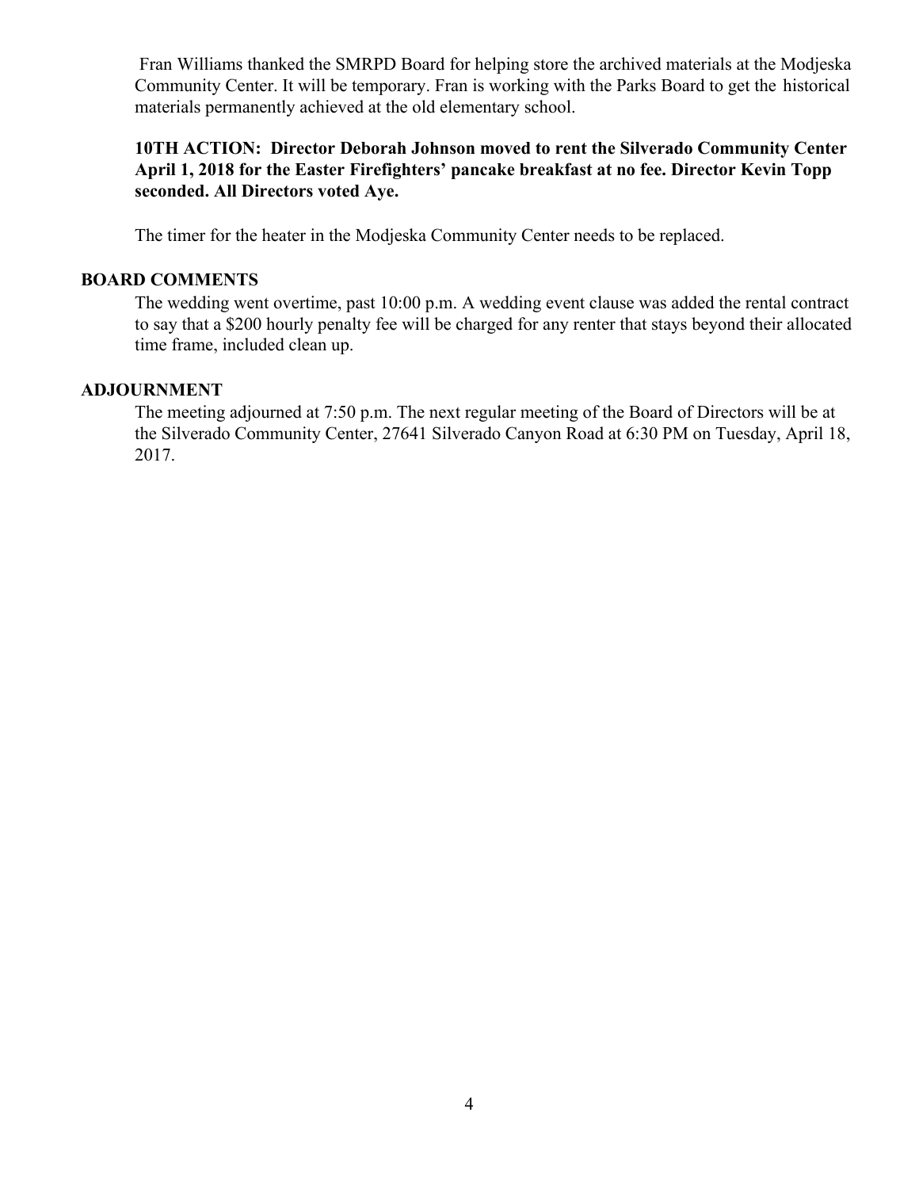Fran Williams thanked the SMRPD Board for helping store the archived materials at the Modjeska Community Center. It will be temporary. Fran is working with the Parks Board to get the historical materials permanently achieved at the old elementary school.

**10TH ACTION: Director Deborah Johnson moved to rent the Silverado Community Center April 1, 2018 for the Easter Firefighters' pancake breakfast at no fee. Director Kevin Topp seconded. All Directors voted Aye.**

The timer for the heater in the Modjeska Community Center needs to be replaced.

## BOARD COMMENTS

The wedding went overtime, past 10:00 p.m. A wedding event clause was added the rental contract to say that a $200 hourly penalty fee will be charged for any renter that stays beyond their allocated time frame, included clean up.

## ADJOURNMENT

The meeting adjourned at 7:50 p.m. The next regular meeting of the Board of Directors will be at the Silverado Community Center, 27641 Silverado Canyon Road at 6:30 PM on Tuesday, April 18, 2017.